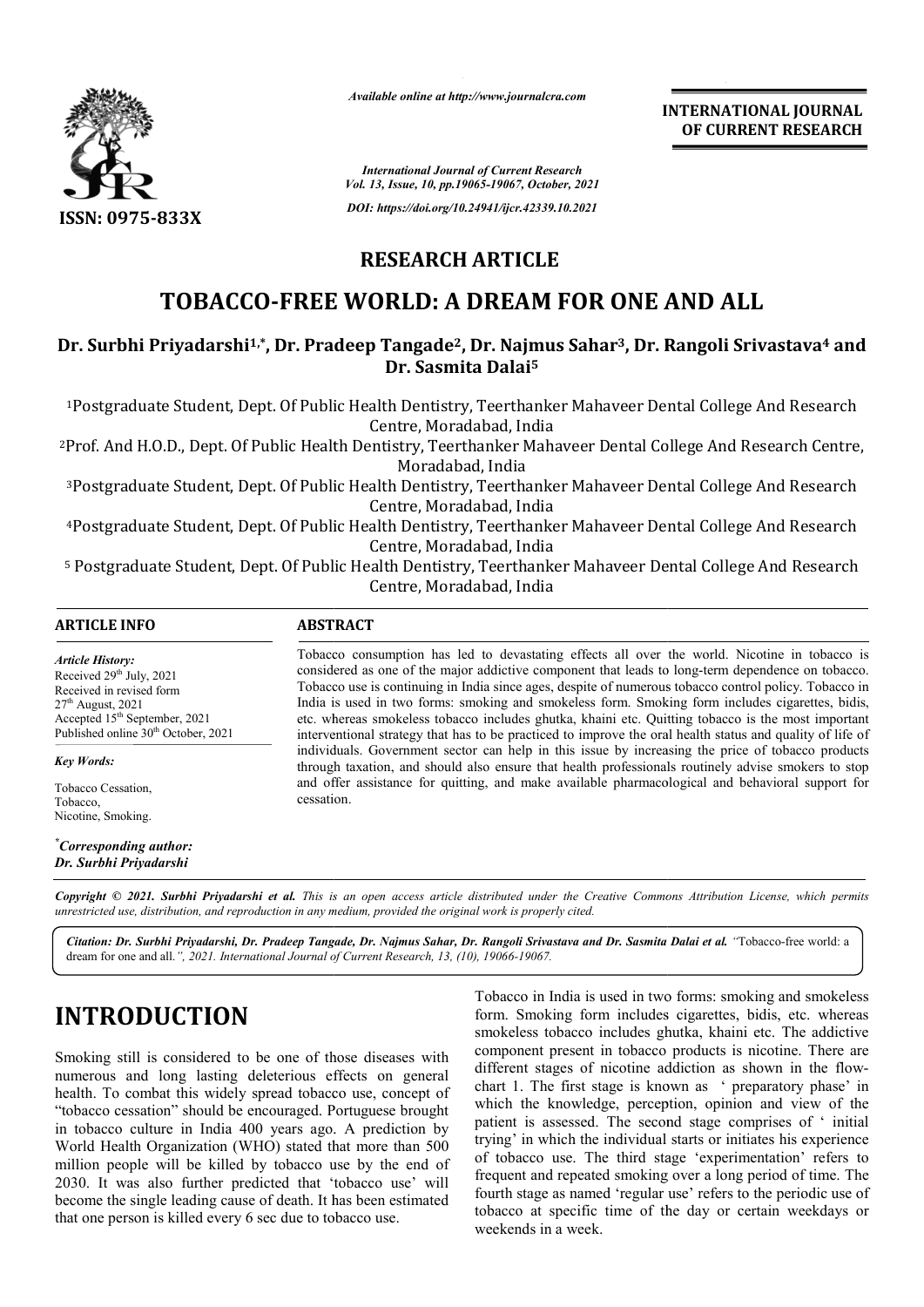# RESEARCH ARTICLE

# TOBACCO-FREE WORLD: A DREAM FOR ONE AND ALL

**Dr. Surbhi Priyadarshi[1,*], Dr. Pradeep Tangade[2], Dr. Najmus Sahar[3], Dr. Rangoli Srivastava[4] and Dr. Sasmita Dalai[5]**

[1]Postgraduate Student, Dept. Of Public Health Dentistry, Teerthanker Mahaveer Dental College And Research Centre, Moradabad, India

[2]Prof. And H.O.D., Dept. Of Public Health Dentistry, Teerthanker Mahaveer Dental College And Research Centre, Moradabad, India

[3]Postgraduate Student, Dept. Of Public Health Dentistry, Teerthanker Mahaveer Dental College And Research Centre, Moradabad, India

[4]Postgraduate Student, Dept. Of Public Health Dentistry, Teerthanker Mahaveer Dental College And Research Centre, Moradabad, India

[5] Postgraduate Student, Dept. Of Public Health Dentistry, Teerthanker Mahaveer Dental College And Research Centre, Moradabad, India

## ARTICLE INFO

*Article History:*
Received 29th July, 2021
Received in revised form 27th August, 2021
Accepted 15th September, 2021
Published online 30th October, 2021

*Key Words:*

Tobacco Cessation, Tobacco, Nicotine, Smoking.

***Corresponding author:***
***Dr. Surbhi Priyadarshi***

## ABSTRACT

Tobacco consumption has led to devastating effects all over the world. Nicotine in tobacco is considered as one of the major addictive component that leads to long-term dependence on tobacco. Tobacco use is continuing in India since ages, despite of numerous tobacco control policy. Tobacco in India is used in two forms: smoking and smokeless form. Smoking form includes cigarettes, bidis, etc. whereas smokeless tobacco includes ghutka, khaini etc. Quitting tobacco is the most important interventional strategy that has to be practiced to improve the oral health status and quality of life of individuals. Government sector can help in this issue by increasing the price of tobacco products through taxation, and should also ensure that health professionals routinely advise smokers to stop and offer assistance for quitting, and make available pharmacological and behavioral support for cessation.

*Copyright © 2021. Surbhi Priyadarshi et al. This is an open access article distributed under the Creative Commons Attribution License, which permits unrestricted use, distribution, and reproduction in any medium, provided the original work is properly cited.*

***Citation: Dr. Surbhi Priyadarshi, Dr. Pradeep Tangade, Dr. Najmus Sahar, Dr. Rangoli Srivastava and Dr. Sasmita Dalai et al.*** "Tobacco-free world: a dream for one and all.", *2021. International Journal of Current Research, 13, (10), 19066-19067.*

# INTRODUCTION

Smoking still is considered to be one of those diseases with numerous and long lasting deleterious effects on general health. To combat this widely spread tobacco use, concept of "tobacco cessation" should be encouraged. Portuguese brought in tobacco culture in India 400 years ago. A prediction by World Health Organization (WHO) stated that more than 500 million people will be killed by tobacco use by the end of 2030. It was also further predicted that 'tobacco use' will become the single leading cause of death. It has been estimated that one person is killed every 6 sec due to tobacco use.

Tobacco in India is used in two forms: smoking and smokeless form. Smoking form includes cigarettes, bidis, etc. whereas smokeless tobacco includes ghutka, khaini etc. The addictive component present in tobacco products is nicotine. There are different stages of nicotine addiction as shown in the flow-chart 1. The first stage is known as ' preparatory phase' in which the knowledge, perception, opinion and view of the patient is assessed. The second stage comprises of ' initial trying' in which the individual starts or initiates his experience of tobacco use. The third stage 'experimentation' refers to frequent and repeated smoking over a long period of time. The fourth stage as named 'regular use' refers to the periodic use of tobacco at specific time of the day or certain weekdays or weekends in a week.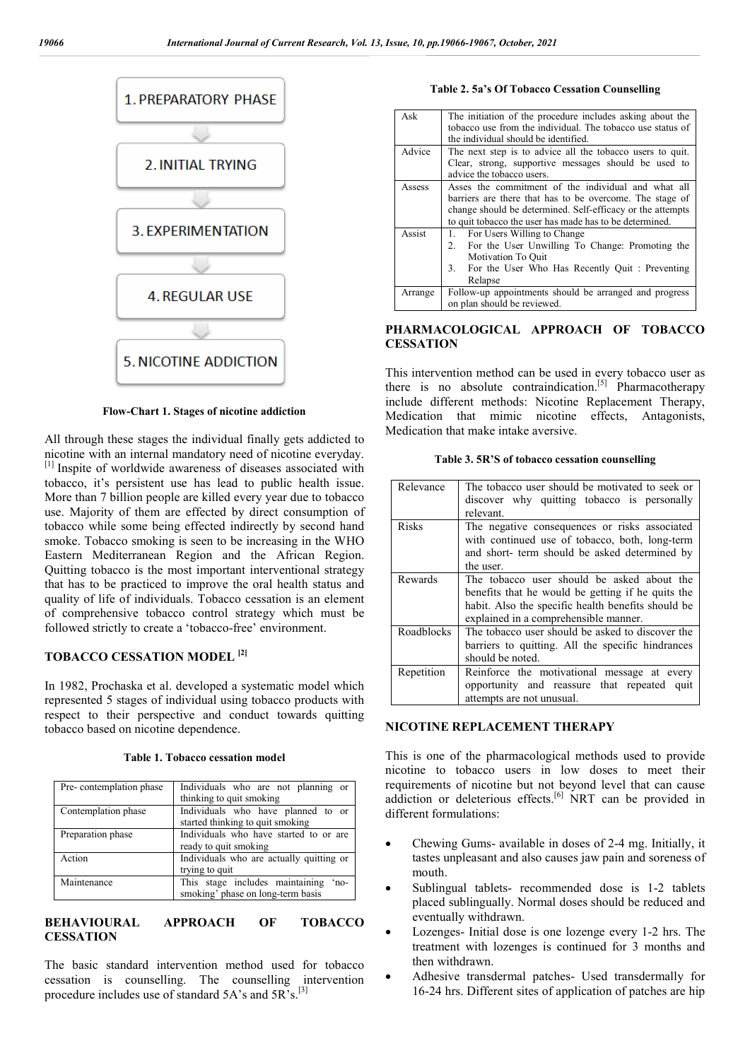1. PREPARATORY PHASE
2. INITIAL TRYING
3. EXPERIMENTATION
4. REGULAR USE
5. NICOTINE ADDICTION

**Flow-Chart 1. Stages of nicotine addiction**

All through these stages the individual finally gets addicted to nicotine with an internal mandatory need of nicotine everyday.[1] Inspite of worldwide awareness of diseases associated with tobacco, it's persistent use has lead to public health issue. More than 7 billion people are killed every year due to tobacco use. Majority of them are effected by direct consumption of tobacco while some being effected indirectly by second hand smoke. Tobacco smoking is seen to be increasing in the WHO Eastern Mediterranean Region and the African Region. Quitting tobacco is the most important interventional strategy that has to be practiced to improve the oral health status and quality of life of individuals. Tobacco cessation is an element of comprehensive tobacco control strategy which must be followed strictly to create a 'tobacco-free' environment.

## TOBACCO CESSATION MODEL [2]

In 1982, Prochaska et al. developed a systematic model which represented 5 stages of individual using tobacco products with respect to their perspective and conduct towards quitting tobacco based on nicotine dependence.

**Table 1. Tobacco cessation model**

| | |
|---|---|
| Pre- contemplation phase | Individuals who are not planning or thinking to quit smoking |
| Contemplation phase | Individuals who have planned to or started thinking to quit smoking |
| Preparation phase | Individuals who have started to or are ready to quit smoking |
| Action | Individuals who are actually quitting or trying to quit |
| Maintenance | This stage includes maintaining 'no-smoking' phase on long-term basis |

## BEHAVIOURAL APPROACH OF TOBACCO CESSATION

The basic standard intervention method used for tobacco cessation is counselling. The counselling intervention procedure includes use of standard 5A's and 5R's.[3]

**Table 2. 5a's Of Tobacco Cessation Counselling**

| | |
|---|---|
| Ask | The initiation of the procedure includes asking about the tobacco use from the individual. The tobacco use status of the individual should be identified. |
| Advice | The next step is to advice all the tobacco users to quit. Clear, strong, supportive messages should be used to advice the tobacco users. |
| Assess | Asses the commitment of the individual and what all barriers are there that has to be overcome. The stage of change should be determined. Self-efficacy or the attempts to quit tobacco the user has made has to be determined. |
| Assist | 1. For Users Willing to Change<br>2. For the User Unwilling To Change: Promoting the Motivation To Quit<br>3. For the User Who Has Recently Quit : Preventing Relapse |
| Arrange | Follow-up appointments should be arranged and progress on plan should be reviewed. |

## PHARMACOLOGICAL APPROACH OF TOBACCO CESSATION

This intervention method can be used in every tobacco user as there is no absolute contraindication.[5] Pharmacotherapy include different methods: Nicotine Replacement Therapy, Medication that mimic nicotine effects, Antagonists, Medication that make intake aversive.

**Table 3. 5R'S of tobacco cessation counselling**

| | |
|---|---|
| Relevance | The tobacco user should be motivated to seek or discover why quitting tobacco is personally relevant. |
| Risks | The negative consequences or risks associated with continued use of tobacco, both, long-term and short- term should be asked determined by the user. |
| Rewards | The tobacco user should be asked about the benefits that he would be getting if he quits the habit. Also the specific health benefits should be explained in a comprehensible manner. |
| Roadblocks | The tobacco user should be asked to discover the barriers to quitting. All the specific hindrances should be noted. |
| Repetition | Reinforce the motivational message at every opportunity and reassure that repeated quit attempts are not unusual. |

## NICOTINE REPLACEMENT THERAPY

This is one of the pharmacological methods used to provide nicotine to tobacco users in low doses to meet their requirements of nicotine but not beyond level that can cause addiction or deleterious effects.[6] NRT can be provided in different formulations:

- Chewing Gums- available in doses of 2-4 mg. Initially, it tastes unpleasant and also causes jaw pain and soreness of mouth.
- Sublingual tablets- recommended dose is 1-2 tablets placed sublingually. Normal doses should be reduced and eventually withdrawn.
- Lozenges- Initial dose is one lozenge every 1-2 hrs. The treatment with lozenges is continued for 3 months and then withdrawn.
- Adhesive transdermal patches- Used transdermally for 16-24 hrs. Different sites of application of patches are hip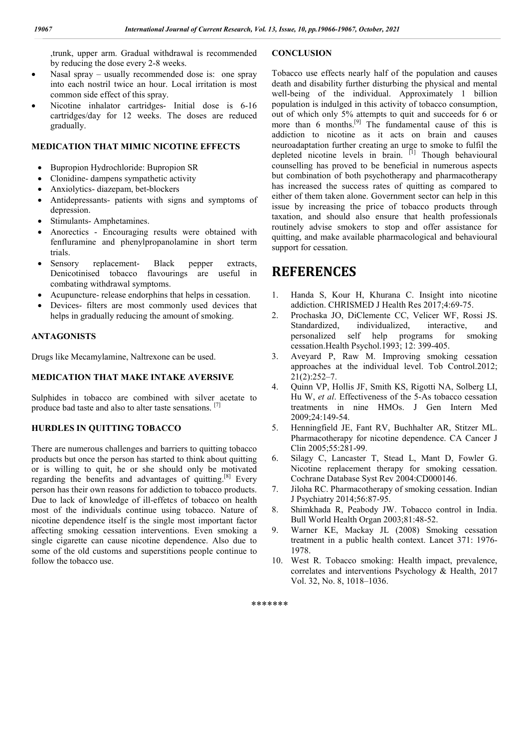,trunk, upper arm. Gradual withdrawal is recommended by reducing the dose every 2-8 weeks.

- Nasal spray – usually recommended dose is: one spray into each nostril twice an hour. Local irritation is most common side effect of this spray.
- Nicotine inhalator cartridges- Initial dose is 6-16 cartridges/day for 12 weeks. The doses are reduced gradually.

### MEDICATION THAT MIMIC NICOTINE EFFECTS

- Bupropion Hydrochloride: Bupropion SR
- Clonidine- dampens sympathetic activity
- Anxiolytics- diazepam, bet-blockers
- Antidepressants- patients with signs and symptoms of depression.
- Stimulants- Amphetamines.
- Anorectics - Encouraging results were obtained with fenfluramine and phenylpropanolamine in short term trials.
- Sensory replacement- Black pepper extracts, Denicotinised tobacco flavourings are useful in combating withdrawal symptoms.
- Acupuncture- release endorphins that helps in cessation.
- Devices- filters are most commonly used devices that helps in gradually reducing the amount of smoking.

### ANTAGONISTS

Drugs like Mecamylamine, Naltrexone can be used.

### MEDICATION THAT MAKE INTAKE AVERSIVE

Sulphides in tobacco are combined with silver acetate to produce bad taste and also to alter taste sensations. [7]

### HURDLES IN QUITTING TOBACCO

There are numerous challenges and barriers to quitting tobacco products but once the person has started to think about quitting or is willing to quit, he or she should only be motivated regarding the benefits and advantages of quitting.[8] Every person has their own reasons for addiction to tobacco products. Due to lack of knowledge of ill-effetcs of tobacco on health most of the individuals continue using tobacco. Nature of nicotine dependence itself is the single most important factor affecting smoking cessation interventions. Even smoking a single cigarette can cause nicotine dependence. Also due to some of the old customs and superstitions people continue to follow the tobacco use.

### CONCLUSION

Tobacco use effects nearly half of the population and causes death and disability further disturbing the physical and mental well-being of the individual. Approximately 1 billion population is indulged in this activity of tobacco consumption, out of which only 5% attempts to quit and succeeds for 6 or more than 6 months.[9] The fundamental cause of this is addiction to nicotine as it acts on brain and causes neuroadaptation further creating an urge to smoke to fulfil the depleted nicotine levels in brain. [1] Though behavioural counselling has proved to be beneficial in numerous aspects but combination of both psychotherapy and pharmacotherapy has increased the success rates of quitting as compared to either of them taken alone. Government sector can help in this issue by increasing the price of tobacco products through taxation, and should also ensure that health professionals routinely advise smokers to stop and offer assistance for quitting, and make available pharmacological and behavioural support for cessation.

## REFERENCES

1. Handa S, Kour H, Khurana C. Insight into nicotine addiction. CHRISMED J Health Res 2017;4:69-75.
2. Prochaska JO, DiClemente CC, Velicer WF, Rossi JS. Standardized, individualized, interactive, and personalized self help programs for smoking cessation.Health Psychol.1993; 12: 399-405.
3. Aveyard P, Raw M. Improving smoking cessation approaches at the individual level. Tob Control.2012; 21(2):252–7.
4. Quinn VP, Hollis JF, Smith KS, Rigotti NA, Solberg LI, Hu W, *et al*. Effectiveness of the 5-As tobacco cessation treatments in nine HMOs. J Gen Intern Med 2009;24:149-54.
5. Henningfield JE, Fant RV, Buchhalter AR, Stitzer ML. Pharmacotherapy for nicotine dependence. CA Cancer J Clin 2005;55:281-99.
6. Silagy C, Lancaster T, Stead L, Mant D, Fowler G. Nicotine replacement therapy for smoking cessation. Cochrane Database Syst Rev 2004:CD000146.
7. Jiloha RC. Pharmacotherapy of smoking cessation. Indian J Psychiatry 2014;56:87-95.
8. Shimkhada R, Peabody JW. Tobacco control in India. Bull World Health Organ 2003;81:48-52.
9. Warner KE, Mackay JL (2008) Smoking cessation treatment in a public health context. Lancet 371: 1976-1978.
10. West R. Tobacco smoking: Health impact, prevalence, correlates and interventions Psychology & Health, 2017 Vol. 32, No. 8, 1018–1036.

*******